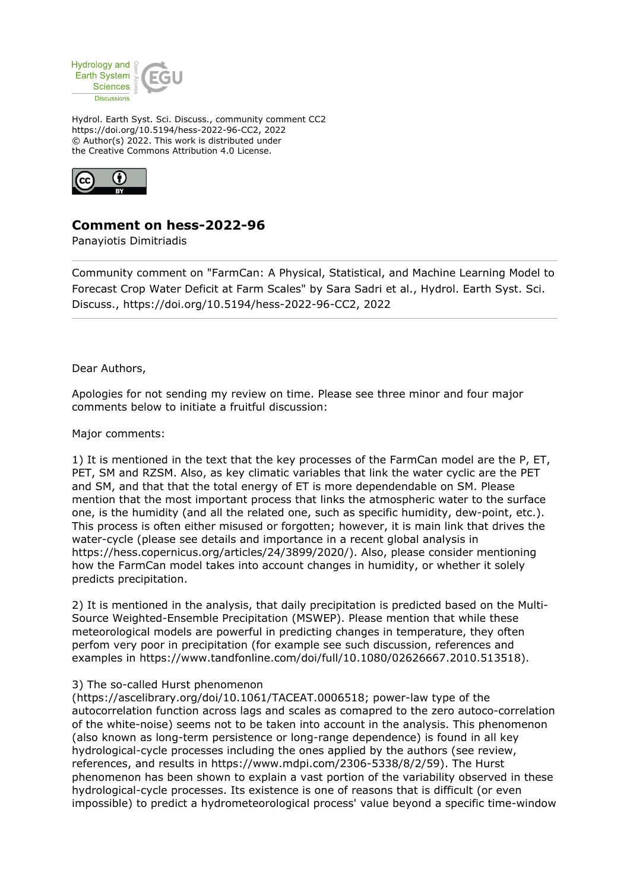Hydrol. Earth Syst. Sci. Discuss., community comment CC2
https://doi.org/10.5194/hess-2022-96-CC2, 2022
© Author(s) 2022. This work is distributed under
the Creative Commons Attribution 4.0 License.

# Comment on hess-2022-96

Panayiotis Dimitriadis

Community comment on "FarmCan: A Physical, Statistical, and Machine Learning Model to Forecast Crop Water Deficit at Farm Scales" by Sara Sadri et al., Hydrol. Earth Syst. Sci. Discuss., https://doi.org/10.5194/hess-2022-96-CC2, 2022

---

Dear Authors,

Apologies for not sending my review on time. Please see three minor and four major comments below to initiate a fruitful discussion:

Major comments:

1) It is mentioned in the text that the key processes of the FarmCan model are the P, ET, PET, SM and RZSM. Also, as key climatic variables that link the water cyclic are the PET and SM, and that that the total energy of ET is more dependendable on SM. Please mention that the most important process that links the atmospheric water to the surface one, is the humidity (and all the related one, such as specific humidity, dew-point, etc.). This process is often either misused or forgotten; however, it is main link that drives the water-cycle (please see details and importance in a recent global analysis in https://hess.copernicus.org/articles/24/3899/2020/). Also, please consider mentioning how the FarmCan model takes into account changes in humidity, or whether it solely predicts precipitation.

2) It is mentioned in the analysis, that daily precipitation is predicted based on the Multi-Source Weighted-Ensemble Precipitation (MSWEP). Please mention that while these meteorological models are powerful in predicting changes in temperature, they often perfom very poor in precipitation (for example see such discussion, references and examples in https://www.tandfonline.com/doi/full/10.1080/02626667.2010.513518).

3) The so-called Hurst phenomenon (https://ascelibrary.org/doi/10.1061/TACEAT.0006518; power-law type of the autocorrelation function across lags and scales as comapred to the zero autoco-correlation of the white-noise) seems not to be taken into account in the analysis. This phenomenon (also known as long-term persistence or long-range dependence) is found in all key hydrological-cycle processes including the ones applied by the authors (see review, references, and results in https://www.mdpi.com/2306-5338/8/2/59). The Hurst phenomenon has been shown to explain a vast portion of the variability observed in these hydrological-cycle processes. Its existence is one of reasons that is difficult (or even impossible) to predict a hydrometeorological process' value beyond a specific time-window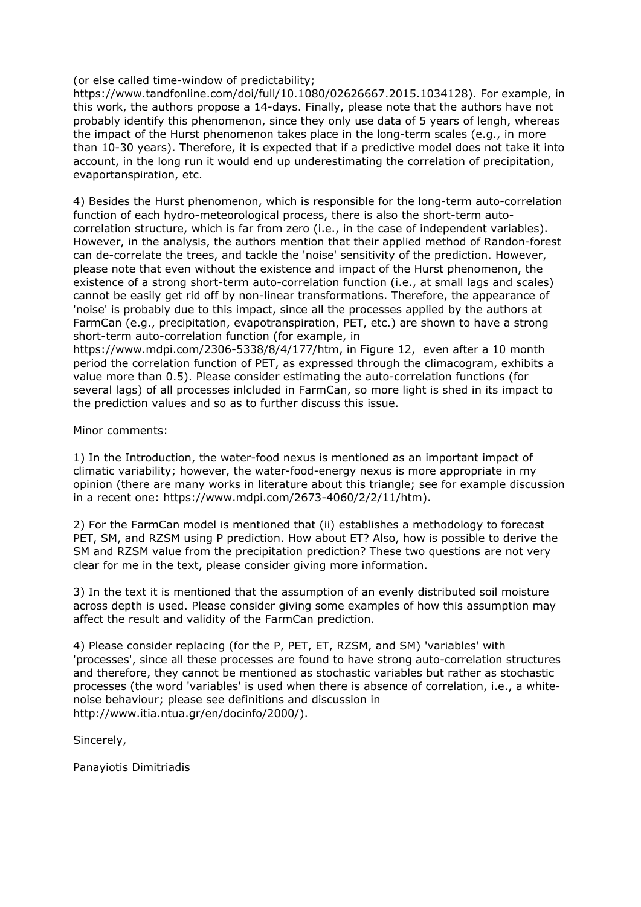(or else called time-window of predictability; https://www.tandfonline.com/doi/full/10.1080/02626667.2015.1034128). For example, in this work, the authors propose a 14-days. Finally, please note that the authors have not probably identify this phenomenon, since they only use data of 5 years of lengh, whereas the impact of the Hurst phenomenon takes place in the long-term scales (e.g., in more than 10-30 years). Therefore, it is expected that if a predictive model does not take it into account, in the long run it would end up underestimating the correlation of precipitation, evaportanspiration, etc.

4) Besides the Hurst phenomenon, which is responsible for the long-term auto-correlation function of each hydro-meteorological process, there is also the short-term auto-correlation structure, which is far from zero (i.e., in the case of independent variables). However, in the analysis, the authors mention that their applied method of Randon-forest can de-correlate the trees, and tackle the 'noise' sensitivity of the prediction. However, please note that even without the existence and impact of the Hurst phenomenon, the existence of a strong short-term auto-correlation function (i.e., at small lags and scales) cannot be easily get rid off by non-linear transformations. Therefore, the appearance of 'noise' is probably due to this impact, since all the processes applied by the authors at FarmCan (e.g., precipitation, evapotranspiration, PET, etc.) are shown to have a strong short-term auto-correlation function (for example, in https://www.mdpi.com/2306-5338/8/4/177/htm, in Figure 12, even after a 10 month period the correlation function of PET, as expressed through the climacogram, exhibits a value more than 0.5). Please consider estimating the auto-correlation functions (for several lags) of all processes inlcluded in FarmCan, so more light is shed in its impact to the prediction values and so as to further discuss this issue.

Minor comments:

1) In the Introduction, the water-food nexus is mentioned as an important impact of climatic variability; however, the water-food-energy nexus is more appropriate in my opinion (there are many works in literature about this triangle; see for example discussion in a recent one: https://www.mdpi.com/2673-4060/2/2/11/htm).

2) For the FarmCan model is mentioned that (ii) establishes a methodology to forecast PET, SM, and RZSM using P prediction. How about ET? Also, how is possible to derive the SM and RZSM value from the precipitation prediction? These two questions are not very clear for me in the text, please consider giving more information.

3) In the text it is mentioned that the assumption of an evenly distributed soil moisture across depth is used. Please consider giving some examples of how this assumption may affect the result and validity of the FarmCan prediction.

4) Please consider replacing (for the P, PET, ET, RZSM, and SM) 'variables' with 'processes', since all these processes are found to have strong auto-correlation structures and therefore, they cannot be mentioned as stochastic variables but rather as stochastic processes (the word 'variables' is used when there is absence of correlation, i.e., a white-noise behaviour; please see definitions and discussion in http://www.itia.ntua.gr/en/docinfo/2000/).

Sincerely,

Panayiotis Dimitriadis